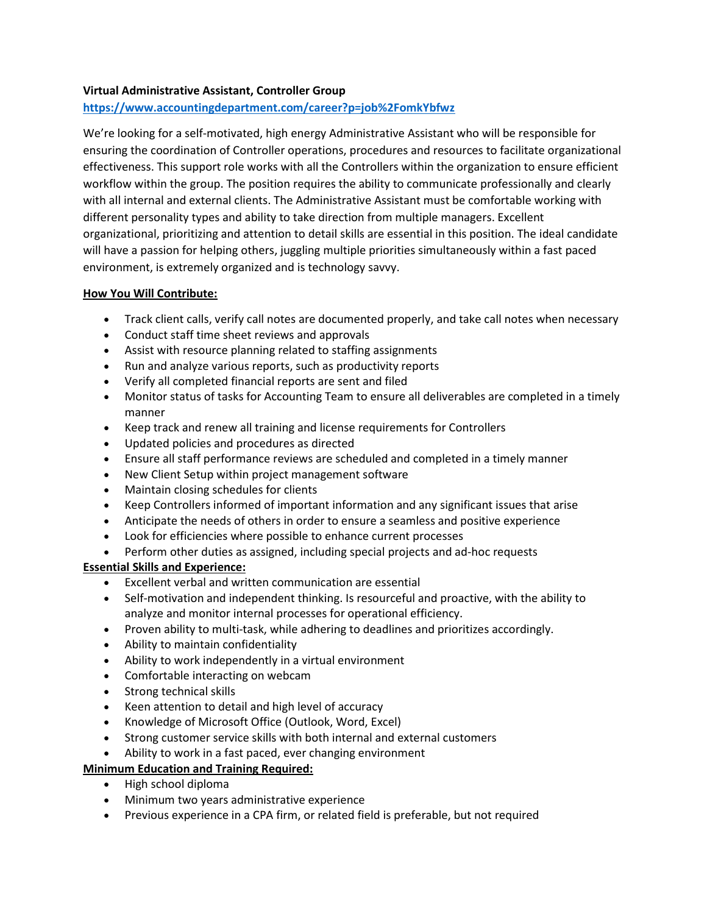**Virtual Administrative Assistant, Controller Group**

https://www.accountingdepartment.com/career?p=job%2FomkYbfwz

We're looking for a self-motivated, high energy Administrative Assistant who will be responsible for ensuring the coordination of Controller operations, procedures and resources to facilitate organizational effectiveness. This support role works with all the Controllers within the organization to ensure efficient workflow within the group. The position requires the ability to communicate professionally and clearly with all internal and external clients. The Administrative Assistant must be comfortable working with different personality types and ability to take direction from multiple managers. Excellent organizational, prioritizing and attention to detail skills are essential in this position. The ideal candidate will have a passion for helping others, juggling multiple priorities simultaneously within a fast paced environment, is extremely organized and is technology savvy.

**How You Will Contribute:**

- Track client calls, verify call notes are documented properly, and take call notes when necessary
- Conduct staff time sheet reviews and approvals
- Assist with resource planning related to staffing assignments
- Run and analyze various reports, such as productivity reports
- Verify all completed financial reports are sent and filed
- Monitor status of tasks for Accounting Team to ensure all deliverables are completed in a timely manner
- Keep track and renew all training and license requirements for Controllers
- Updated policies and procedures as directed
- Ensure all staff performance reviews are scheduled and completed in a timely manner
- New Client Setup within project management software
- Maintain closing schedules for clients
- Keep Controllers informed of important information and any significant issues that arise
- Anticipate the needs of others in order to ensure a seamless and positive experience
- Look for efficiencies where possible to enhance current processes
- Perform other duties as assigned, including special projects and ad-hoc requests

**Essential Skills and Experience:**

- Excellent verbal and written communication are essential
- Self-motivation and independent thinking. Is resourceful and proactive, with the ability to analyze and monitor internal processes for operational efficiency.
- Proven ability to multi-task, while adhering to deadlines and prioritizes accordingly.
- Ability to maintain confidentiality
- Ability to work independently in a virtual environment
- Comfortable interacting on webcam
- Strong technical skills
- Keen attention to detail and high level of accuracy
- Knowledge of Microsoft Office (Outlook, Word, Excel)
- Strong customer service skills with both internal and external customers
- Ability to work in a fast paced, ever changing environment

**Minimum Education and Training Required:**

- High school diploma
- Minimum two years administrative experience
- Previous experience in a CPA firm, or related field is preferable, but not required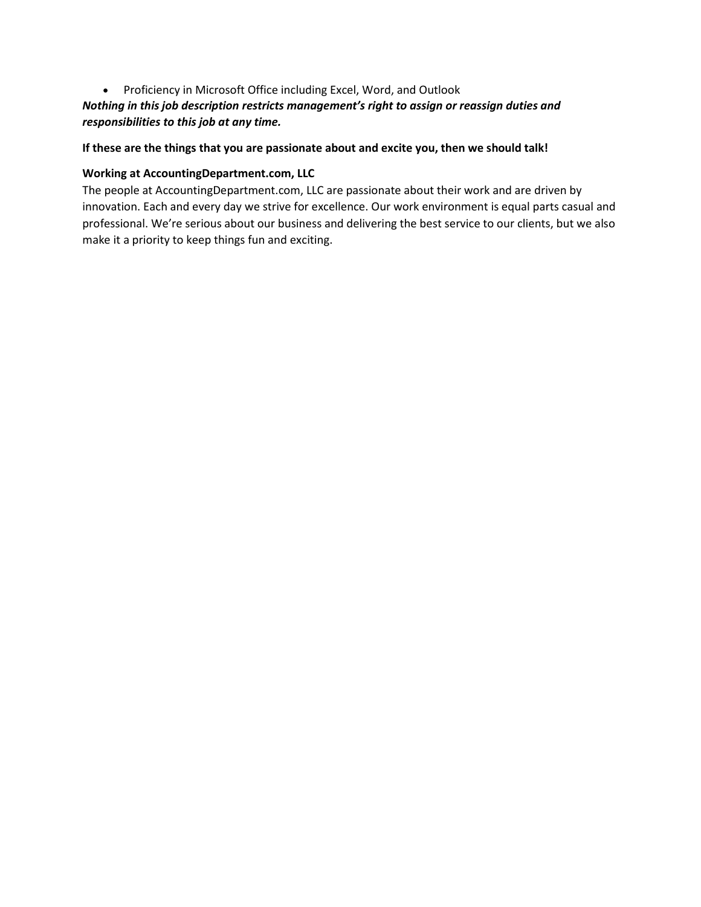- Proficiency in Microsoft Office including Excel, Word, and Outlook

***Nothing in this job description restricts management's right to assign or reassign duties and responsibilities to this job at any time.***

**If these are the things that you are passionate about and excite you, then we should talk!**

**Working at AccountingDepartment.com, LLC**

The people at AccountingDepartment.com, LLC are passionate about their work and are driven by innovation. Each and every day we strive for excellence. Our work environment is equal parts casual and professional. We're serious about our business and delivering the best service to our clients, but we also make it a priority to keep things fun and exciting.